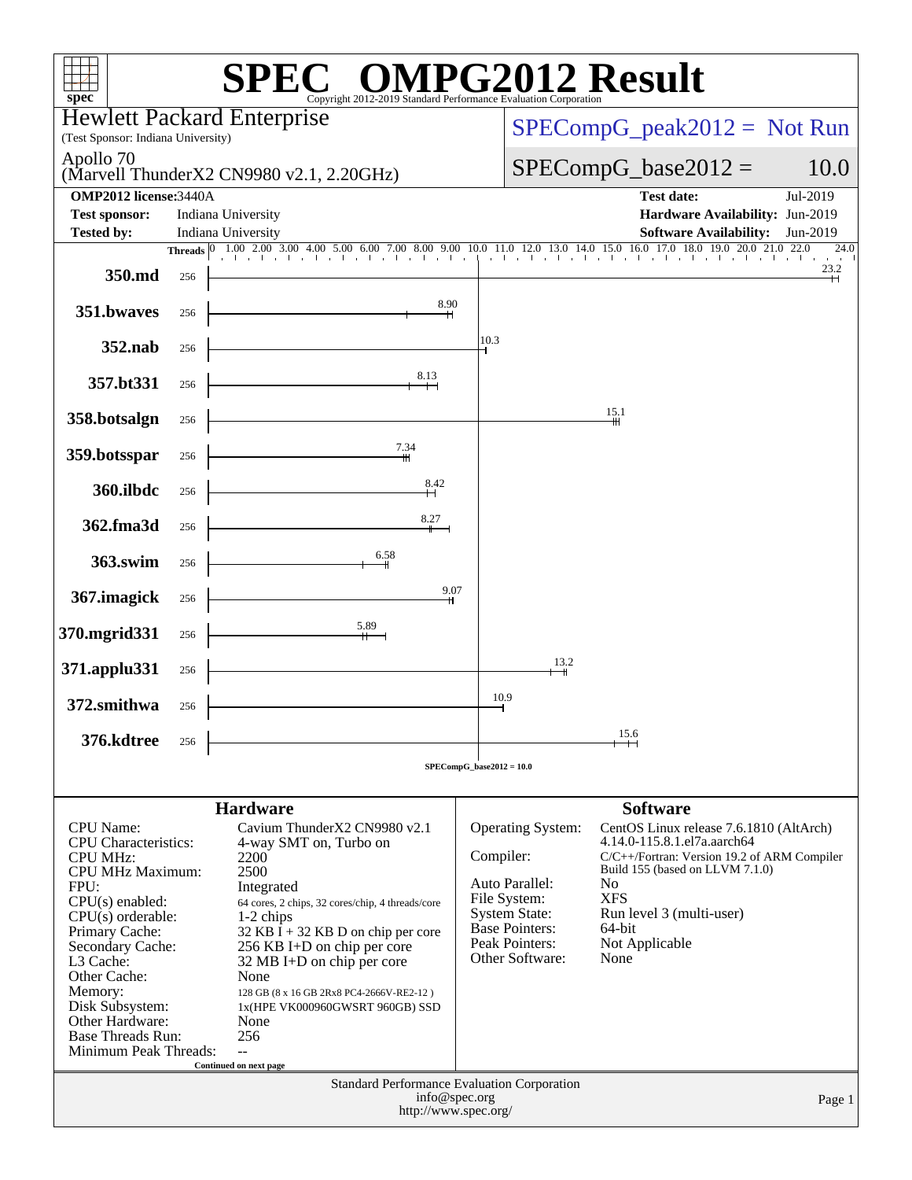# SPEC OMPG2012 Result

Copyright 2012-2019 Standard Performance Evaluation Corporation

**Hewlett Packard Enterprise**
(Test Sponsor: Indiana University)

**Apollo 70**
(Marvell ThunderX2 CN9980 v2.1, 2.20GHz)

SPECompG_peak2012 = Not Run

SPECompG_base2012 = 10.0

| | | | |
|---|---|---|---|
| **OMP2012 license:** | 3440A | **Test date:** | Jul-2019 |
| **Test sponsor:** | Indiana University | **Hardware Availability:** | Jun-2019 |
| **Tested by:** | Indiana University | **Software Availability:** | Jun-2019 |

| Benchmark | Threads | Base Ratio |
|---|---|---|
| 350.md | 256 | 23.2 |
| 351.bwaves | 256 | 8.90 |
| 352.nab | 256 | 10.3 |
| 357.bt331 | 256 | 8.13 |
| 358.botsalgn | 256 | 15.1 |
| 359.botsspar | 256 | 7.34 |
| 360.ilbdc | 256 | 8.42 |
| 362.fma3d | 256 | 8.27 |
| 363.swim | 256 | 6.58 |
| 367.imagick | 256 | 9.07 |
| 370.mgrid331 | 256 | 5.89 |
| 371.applu331 | 256 | 13.2 |
| 372.smithwa | 256 | 10.9 |
| 376.kdtree | 256 | 15.6 |

SPECompG_base2012 = 10.0

## Hardware

| | |
|---|---|
| CPU Name: | Cavium ThunderX2 CN9980 v2.1 |
| CPU Characteristics: | 4-way SMT on, Turbo on |
| CPU MHz: | 2200 |
| CPU MHz Maximum: | 2500 |
| FPU: | Integrated |
| CPU(s) enabled: | 64 cores, 2 chips, 32 cores/chip, 4 threads/core |
| CPU(s) orderable: | 1-2 chips |
| Primary Cache: | 32 KB I + 32 KB D on chip per core |
| Secondary Cache: | 256 KB I+D on chip per core |
| L3 Cache: | 32 MB I+D on chip per core |
| Other Cache: | None |
| Memory: | 128 GB (8 x 16 GB 2Rx8 PC4-2666V-RE2-12 ) |
| Disk Subsystem: | 1x(HPE VK000960GWSRT 960GB) SSD |
| Other Hardware: | None |
| Base Threads Run: | 256 |
| Minimum Peak Threads: | -- |

Continued on next page

## Software

| | |
|---|---|
| Operating System: | CentOS Linux release 7.6.1810 (AltArch) 4.14.0-115.8.1.el7a.aarch64 |
| Compiler: | C/C++/Fortran: Version 19.2 of ARM Compiler Build 155 (based on LLVM 7.1.0) |
| Auto Parallel: | No |
| File System: | XFS |
| System State: | Run level 3 (multi-user) |
| Base Pointers: | 64-bit |
| Peak Pointers: | Not Applicable |
| Other Software: | None |

Standard Performance Evaluation Corporation
info@spec.org
http://www.spec.org/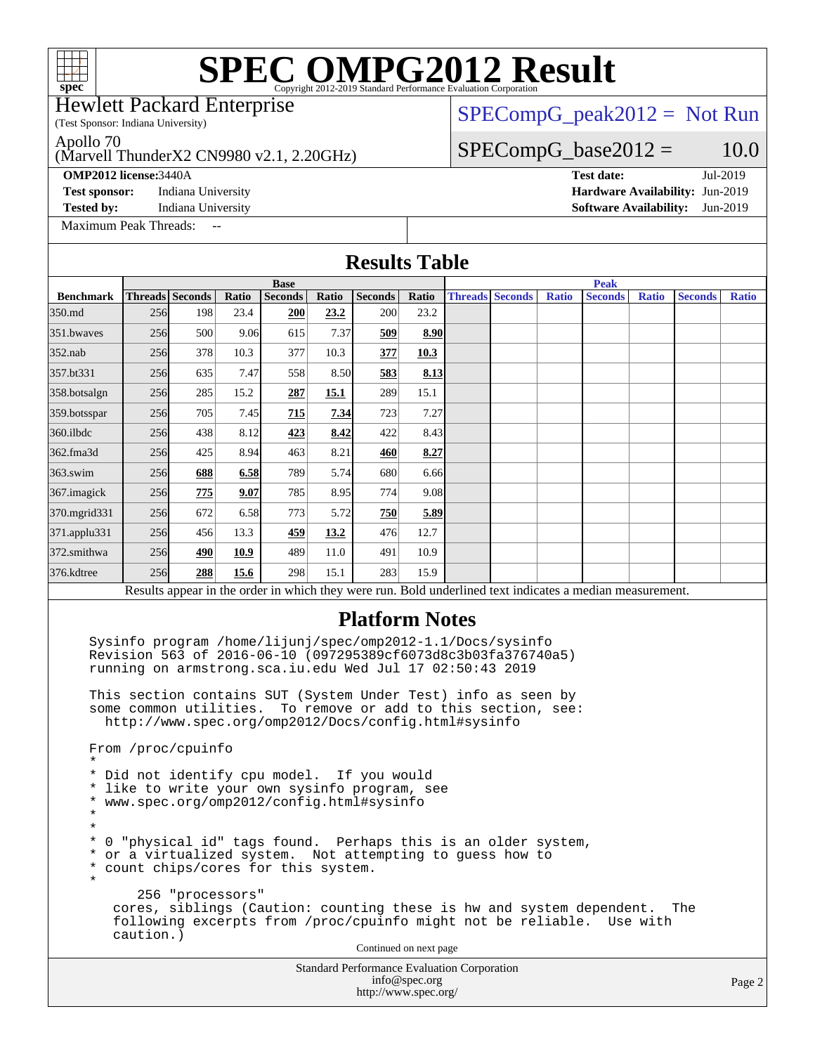# SPEC OMPG2012 Result

Copyright 2012-2019 Standard Performance Evaluation Corporation

Hewlett Packard Enterprise
(Test Sponsor: Indiana University)

Apollo 70
(Marvell ThunderX2 CN9980 v2.1, 2.20GHz)

SPECompG_peak2012 = Not Run

SPECompG_base2012 = 10.0

**OMP2012 license:** 3440A | **Test date:** Jul-2019
**Test sponsor:** Indiana University | **Hardware Availability:** Jun-2019
**Tested by:** Indiana University | **Software Availability:** Jun-2019

Maximum Peak Threads: --

## Results Table

| | Base | | | | | | | Peak | | | | | | |
|---|---|---|---|---|---|---|---|---|---|---|---|---|---|---|
| **Benchmark** | **Threads** | **Seconds** | **Ratio** | **Seconds** | **Ratio** | **Seconds** | **Ratio** | **Threads** | **Seconds** | **Ratio** | **Seconds** | **Ratio** | **Seconds** | **Ratio** |
| 350.md | 256 | 198 | 23.4 | **200** | **23.2** | 200 | 23.2 | | | | | | | |
| 351.bwaves | 256 | 500 | 9.06 | 615 | 7.37 | **509** | **8.90** | | | | | | | |
| 352.nab | 256 | 378 | 10.3 | 377 | 10.3 | **377** | **10.3** | | | | | | | |
| 357.bt331 | 256 | 635 | 7.47 | 558 | 8.50 | **583** | **8.13** | | | | | | | |
| 358.botsalgn | 256 | 285 | 15.2 | **287** | **15.1** | 289 | 15.1 | | | | | | | |
| 359.botsspar | 256 | 705 | 7.45 | **715** | **7.34** | 723 | 7.27 | | | | | | | |
| 360.ilbdc | 256 | 438 | 8.12 | **423** | **8.42** | 422 | 8.43 | | | | | | | |
| 362.fma3d | 256 | 425 | 8.94 | 463 | 8.21 | **460** | **8.27** | | | | | | | |
| 363.swim | 256 | **688** | **6.58** | 789 | 5.74 | 680 | 6.66 | | | | | | | |
| 367.imagick | 256 | **775** | **9.07** | 785 | 8.95 | 774 | 9.08 | | | | | | | |
| 370.mgrid331 | 256 | 672 | 6.58 | 773 | 5.72 | **750** | **5.89** | | | | | | | |
| 371.applu331 | 256 | 456 | 13.3 | **459** | **13.2** | 476 | 12.7 | | | | | | | |
| 372.smithwa | 256 | **490** | **10.9** | 489 | 11.0 | 491 | 10.9 | | | | | | | |
| 376.kdtree | 256 | **288** | **15.6** | 298 | 15.1 | 283 | 15.9 | | | | | | | |

Results appear in the order in which they were run. Bold underlined text indicates a median measurement.

## Platform Notes

```
Sysinfo program /home/lijunj/spec/omp2012-1.1/Docs/sysinfo
Revision 563 of 2016-06-10 (097295389cf6073d8c3b03fa376740a5)
running on armstrong.sca.iu.edu Wed Jul 17 02:50:43 2019

This section contains SUT (System Under Test) info as seen by
some common utilities.  To remove or add to this section, see:
  http://www.spec.org/omp2012/Docs/config.html#sysinfo

From /proc/cpuinfo
*
* Did not identify cpu model.  If you would
* like to write your own sysinfo program, see
* www.spec.org/omp2012/config.html#sysinfo
*
*
* 0 "physical id" tags found.  Perhaps this is an older system,
* or a virtualized system.  Not attempting to guess how to
* count chips/cores for this system.
*
      256 "processors"
    cores, siblings (Caution: counting these is hw and system dependent.  The
    following excerpts from /proc/cpuinfo might not be reliable.  Use with
    caution.)
```

Continued on next page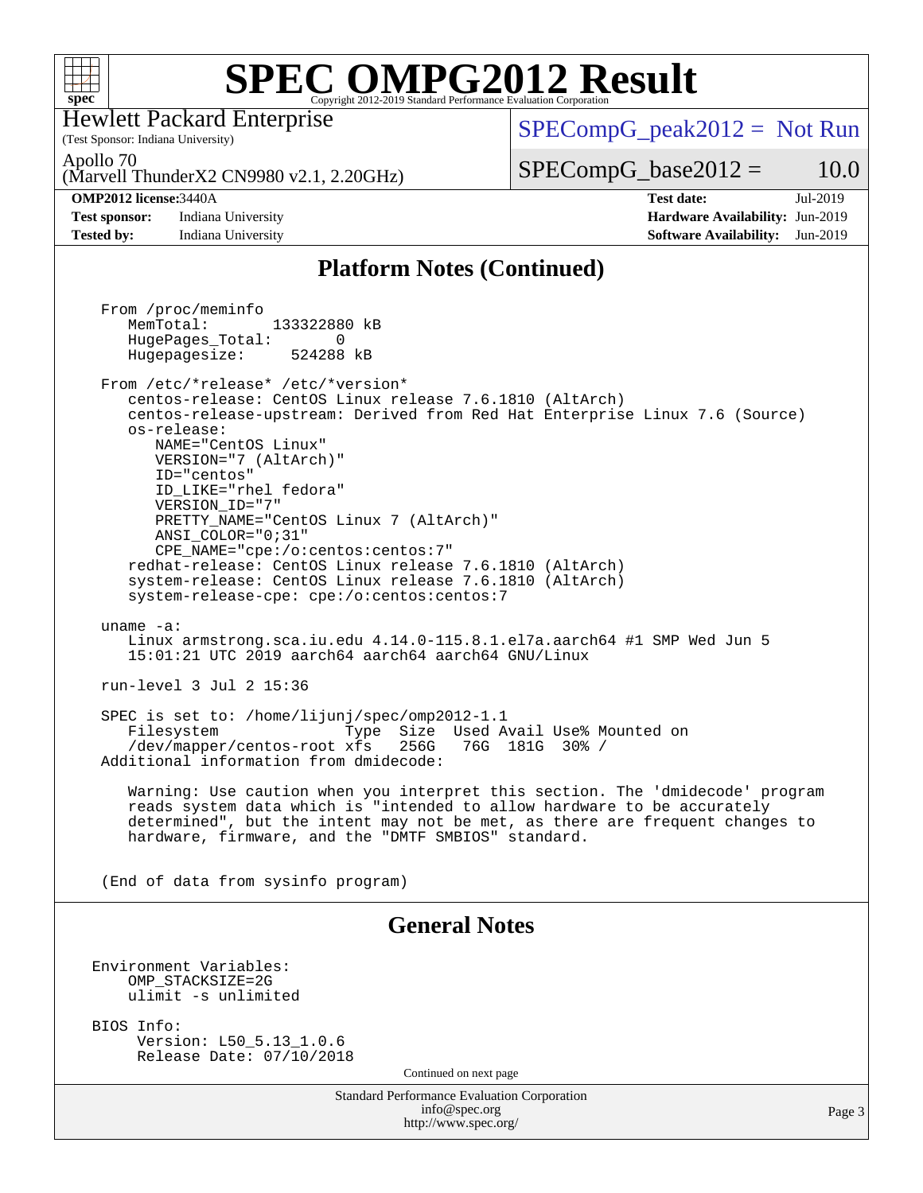# SPEC OMPG2012 Result

Copyright 2012-2019 Standard Performance Evaluation Corporation

Hewlett Packard Enterprise
(Test Sponsor: Indiana University)

Apollo 70
(Marvell ThunderX2 CN9980 v2.1, 2.20GHz)

SPECompG_peak2012 = Not Run

SPECompG_base2012 = 10.0

| | | | |
|---|---|---|---|
| **OMP2012 license:** | 3440A | **Test date:** | Jul-2019 |
| **Test sponsor:** | Indiana University | **Hardware Availability:** | Jun-2019 |
| **Tested by:** | Indiana University | **Software Availability:** | Jun-2019 |

## Platform Notes (Continued)

```
From /proc/meminfo
   MemTotal:       133322880 kB
   HugePages_Total:       0
   Hugepagesize:     524288 kB

From /etc/*release* /etc/*version*
   centos-release: CentOS Linux release 7.6.1810 (AltArch)
   centos-release-upstream: Derived from Red Hat Enterprise Linux 7.6 (Source)
   os-release:
      NAME="CentOS Linux"
      VERSION="7 (AltArch)"
      ID="centos"
      ID_LIKE="rhel fedora"
      VERSION_ID="7"
      PRETTY_NAME="CentOS Linux 7 (AltArch)"
      ANSI_COLOR="0;31"
      CPE_NAME="cpe:/o:centos:centos:7"
   redhat-release: CentOS Linux release 7.6.1810 (AltArch)
   system-release: CentOS Linux release 7.6.1810 (AltArch)
   system-release-cpe: cpe:/o:centos:centos:7

uname -a:
   Linux armstrong.sca.iu.edu 4.14.0-115.8.1.el7a.aarch64 #1 SMP Wed Jun 5
   15:01:21 UTC 2019 aarch64 aarch64 aarch64 GNU/Linux

run-level 3 Jul 2 15:36

SPEC is set to: /home/lijunj/spec/omp2012-1.1
   Filesystem              Type  Size  Used Avail Use% Mounted on
   /dev/mapper/centos-root xfs   256G   76G  181G  30% /
Additional information from dmidecode:

   Warning: Use caution when you interpret this section. The 'dmidecode' program
   reads system data which is "intended to allow hardware to be accurately
   determined", but the intent may not be met, as there are frequent changes to
   hardware, firmware, and the "DMTF SMBIOS" standard.


(End of data from sysinfo program)
```

## General Notes

```
Environment Variables:
    OMP_STACKSIZE=2G
    ulimit -s unlimited

BIOS Info:
     Version: L50_5.13_1.0.6
     Release Date: 07/10/2018
```

Continued on next page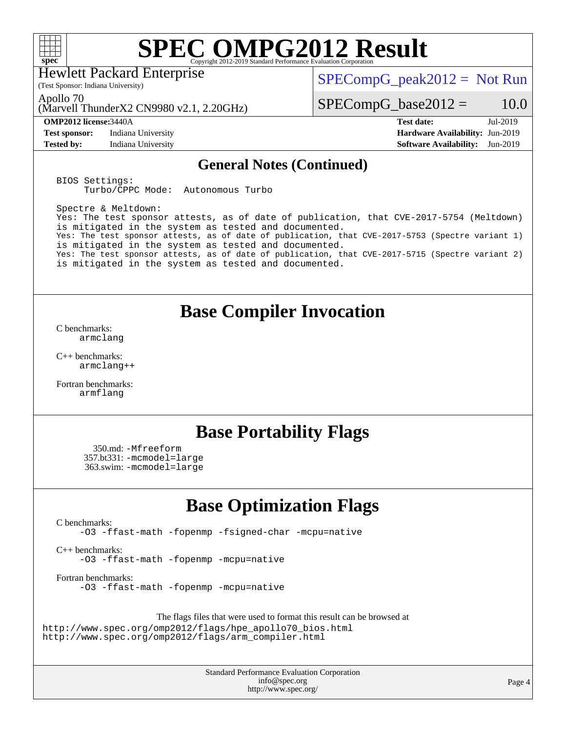# SPEC OMPG2012 Result

Copyright 2012-2019 Standard Performance Evaluation Corporation

Hewlett Packard Enterprise
(Test Sponsor: Indiana University)

Apollo 70
(Marvell ThunderX2 CN9980 v2.1, 2.20GHz)

SPECompG_peak2012 = Not Run

SPECompG_base2012 = 10.0

| | | | |
|---|---|---|---|
| **OMP2012 license:** | 3440A | **Test date:** | Jul-2019 |
| **Test sponsor:** | Indiana University | **Hardware Availability:** | Jun-2019 |
| **Tested by:** | Indiana University | **Software Availability:** | Jun-2019 |

## General Notes (Continued)

```
BIOS Settings:
     Turbo/CPPC Mode:  Autonomous Turbo

Spectre & Meltdown:
Yes: The test sponsor attests, as of date of publication, that CVE-2017-5754 (Meltdown)
is mitigated in the system as tested and documented.
Yes: The test sponsor attests, as of date of publication, that CVE-2017-5753 (Spectre variant 1)
is mitigated in the system as tested and documented.
Yes: The test sponsor attests, as of date of publication, that CVE-2017-5715 (Spectre variant 2)
is mitigated in the system as tested and documented.
```

## Base Compiler Invocation

C benchmarks:
 armclang

C++ benchmarks:
 armclang++

Fortran benchmarks:
 armflang

## Base Portability Flags

350.md: -Mfreeform
357.bt331: -mcmodel=large
363.swim: -mcmodel=large

## Base Optimization Flags

C benchmarks:
 -O3 -ffast-math -fopenmp -fsigned-char -mcpu=native

C++ benchmarks:
 -O3 -ffast-math -fopenmp -mcpu=native

Fortran benchmarks:
 -O3 -ffast-math -fopenmp -mcpu=native

The flags files that were used to format this result can be browsed at
http://www.spec.org/omp2012/flags/hpe_apollo70_bios.html
http://www.spec.org/omp2012/flags/arm_compiler.html

Standard Performance Evaluation Corporation
info@spec.org
http://www.spec.org/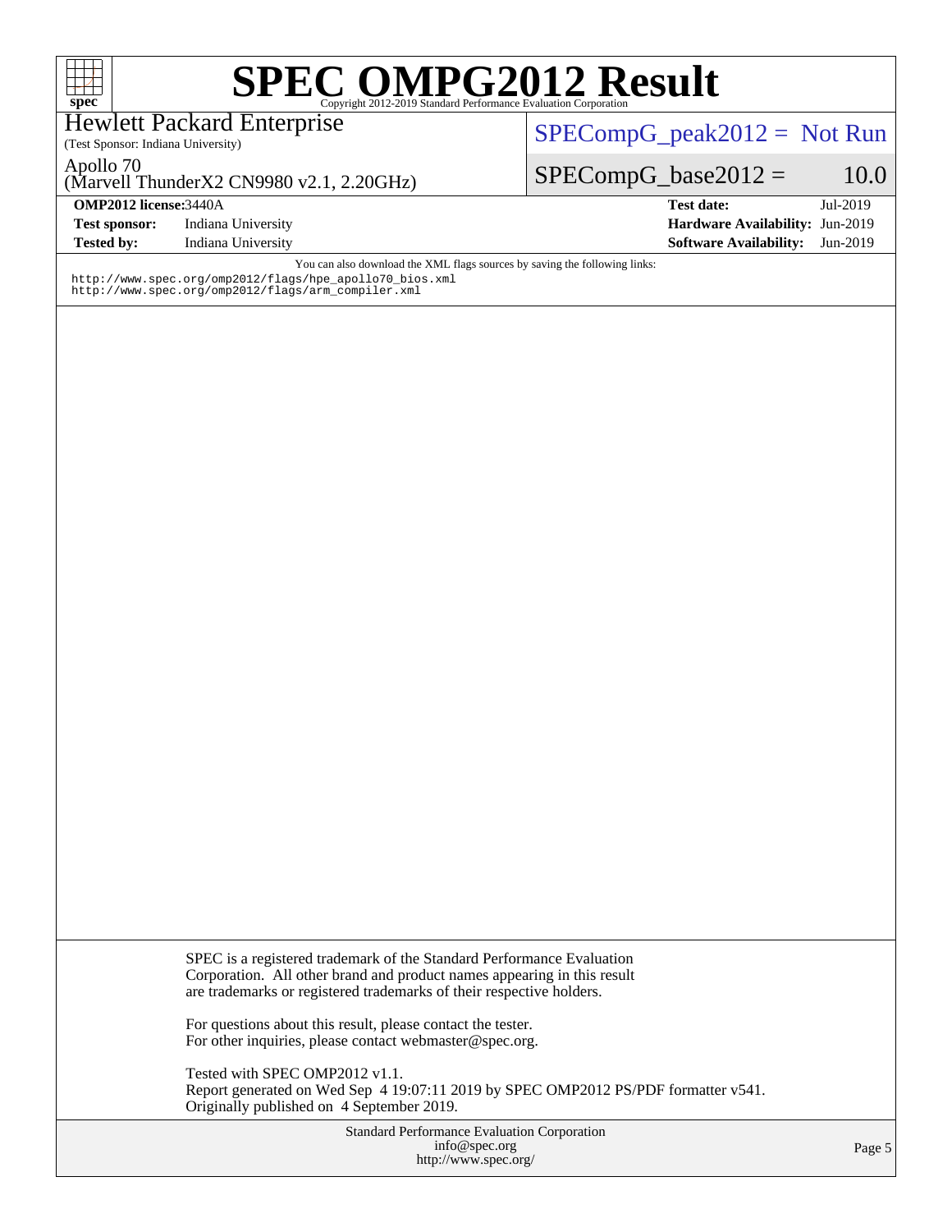# SPEC OMPG2012 Result

Copyright 2012-2019 Standard Performance Evaluation Corporation

Hewlett Packard Enterprise
(Test Sponsor: Indiana University)

Apollo 70
(Marvell ThunderX2 CN9980 v2.1, 2.20GHz)

SPECompG_peak2012 = Not Run

SPECompG_base2012 = 10.0

| | | | |
|---|---|---|---|
| **OMP2012 license:** | 3440A | **Test date:** | Jul-2019 |
| **Test sponsor:** | Indiana University | **Hardware Availability:** | Jun-2019 |
| **Tested by:** | Indiana University | **Software Availability:** | Jun-2019 |

You can also download the XML flags sources by saving the following links:

```
http://www.spec.org/omp2012/flags/hpe_apollo70_bios.xml
http://www.spec.org/omp2012/flags/arm_compiler.xml
```

SPEC is a registered trademark of the Standard Performance Evaluation Corporation. All other brand and product names appearing in this result are trademarks or registered trademarks of their respective holders.

For questions about this result, please contact the tester.
For other inquiries, please contact webmaster@spec.org.

Tested with SPEC OMP2012 v1.1.
Report generated on Wed Sep 4 19:07:11 2019 by SPEC OMP2012 PS/PDF formatter v541.
Originally published on 4 September 2019.

Standard Performance Evaluation Corporation
info@spec.org
http://www.spec.org/